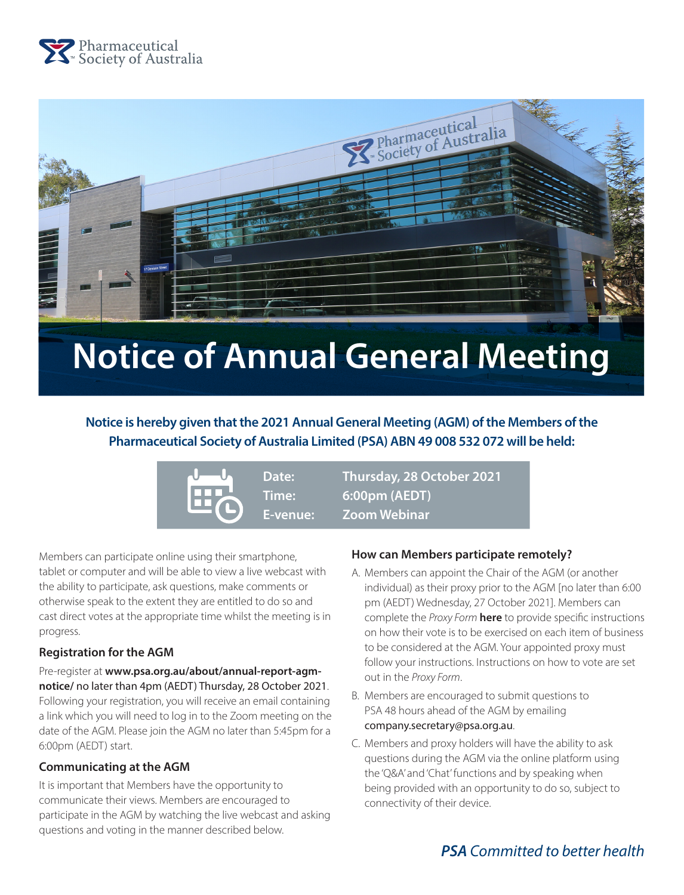Pharmaceutical Society of Australia

# Notice of Annual General Meeting

**Notice is hereby given that the 2021 Annual General Meeting (AGM) of the Members of the Pharmaceutical Society of Australia Limited (PSA) ABN 49 008 532 072 will be held:**

| | |
|---|---|
| **Date:** | **Thursday, 28 October 2021** |
| **Time:** | **6:00pm (AEDT)** |
| **E-venue:** | **Zoom Webinar** |

Members can participate online using their smartphone, tablet or computer and will be able to view a live webcast with the ability to participate, ask questions, make comments or otherwise speak to the extent they are entitled to do so and cast direct votes at the appropriate time whilst the meeting is in progress.

### Registration for the AGM

Pre-register at **www.psa.org.au/about/annual-report-agm-notice/** no later than 4pm (AEDT) Thursday, 28 October 2021. Following your registration, you will receive an email containing a link which you will need to log in to the Zoom meeting on the date of the AGM. Please join the AGM no later than 5:45pm for a 6:00pm (AEDT) start.

### Communicating at the AGM

It is important that Members have the opportunity to communicate their views. Members are encouraged to participate in the AGM by watching the live webcast and asking questions and voting in the manner described below.

### How can Members participate remotely?

A. Members can appoint the Chair of the AGM (or another individual) as their proxy prior to the AGM [no later than 6:00 pm (AEDT) Wednesday, 27 October 2021]. Members can complete the *Proxy Form* **here** to provide specific instructions on how their vote is to be exercised on each item of business to be considered at the AGM. Your appointed proxy must follow your instructions. Instructions on how to vote are set out in the *Proxy Form*.

B. Members are encouraged to submit questions to PSA 48 hours ahead of the AGM by emailing company.secretary@psa.org.au.

C. Members and proxy holders will have the ability to ask questions during the AGM via the online platform using the 'Q&A' and 'Chat' functions and by speaking when being provided with an opportunity to do so, subject to connectivity of their device.

***PSA** Committed to better health*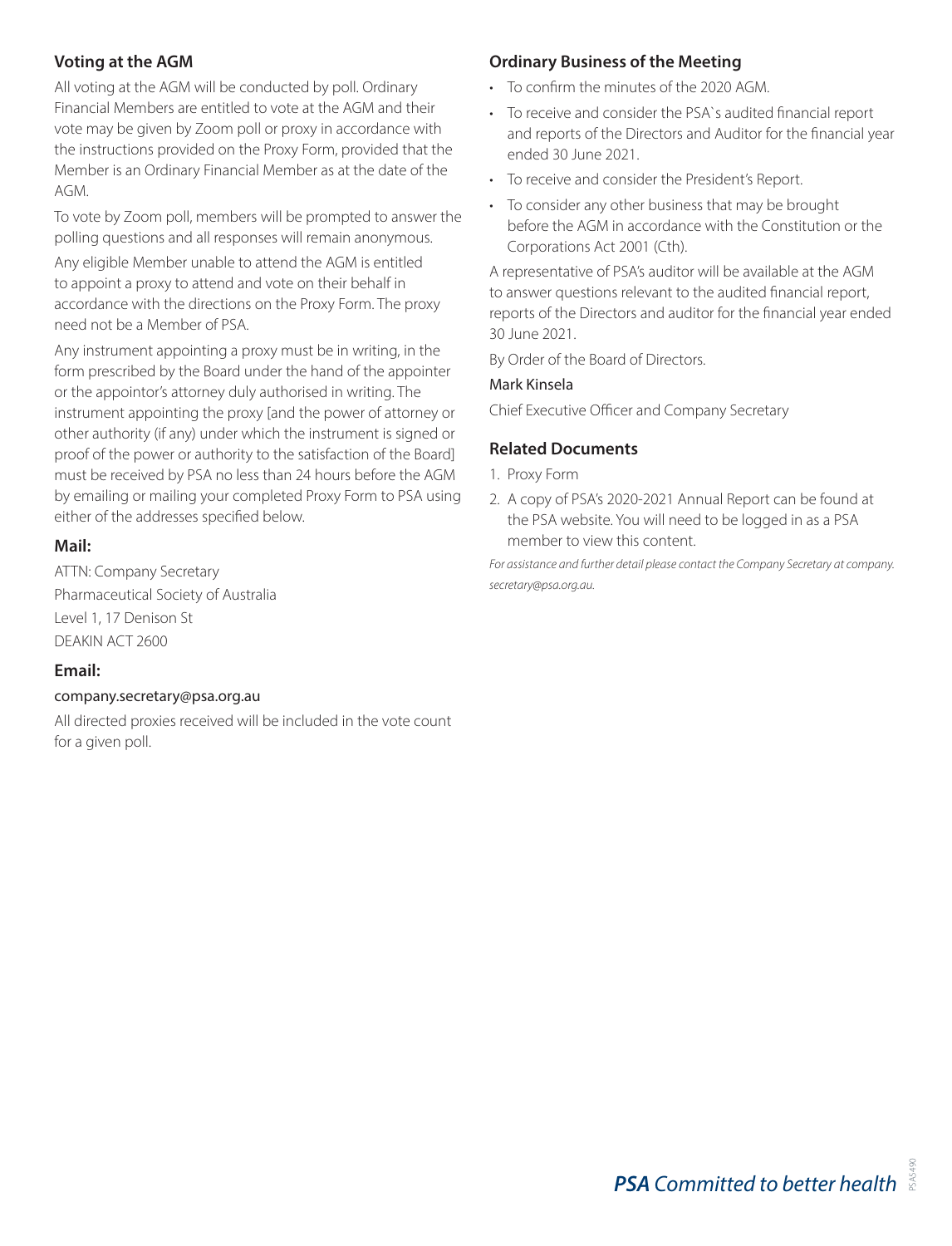## Voting at the AGM

All voting at the AGM will be conducted by poll. Ordinary Financial Members are entitled to vote at the AGM and their vote may be given by Zoom poll or proxy in accordance with the instructions provided on the Proxy Form, provided that the Member is an Ordinary Financial Member as at the date of the AGM.

To vote by Zoom poll, members will be prompted to answer the polling questions and all responses will remain anonymous.

Any eligible Member unable to attend the AGM is entitled to appoint a proxy to attend and vote on their behalf in accordance with the directions on the Proxy Form. The proxy need not be a Member of PSA.

Any instrument appointing a proxy must be in writing, in the form prescribed by the Board under the hand of the appointer or the appointor's attorney duly authorised in writing. The instrument appointing the proxy [and the power of attorney or other authority (if any) under which the instrument is signed or proof of the power or authority to the satisfaction of the Board] must be received by PSA no less than 24 hours before the AGM by emailing or mailing your completed Proxy Form to PSA using either of the addresses specified below.

### Mail:

ATTN: Company Secretary
Pharmaceutical Society of Australia
Level 1, 17 Denison St
DEAKIN ACT 2600

### Email:

company.secretary@psa.org.au

All directed proxies received will be included in the vote count for a given poll.

## Ordinary Business of the Meeting

- To confirm the minutes of the 2020 AGM.
- To receive and consider the PSA`s audited financial report and reports of the Directors and Auditor for the financial year ended 30 June 2021.
- To receive and consider the President's Report.
- To consider any other business that may be brought before the AGM in accordance with the Constitution or the Corporations Act 2001 (Cth).

A representative of PSA's auditor will be available at the AGM to answer questions relevant to the audited financial report, reports of the Directors and auditor for the financial year ended 30 June 2021.

By Order of the Board of Directors.

Mark Kinsela

Chief Executive Officer and Company Secretary

## Related Documents

1. Proxy Form
2. A copy of PSA's 2020-2021 Annual Report can be found at the PSA website. You will need to be logged in as a PSA member to view this content.

*For assistance and further detail please contact the Company Secretary at company.secretary@psa.org.au.*

***PSA** Committed to better health*

PSA5490